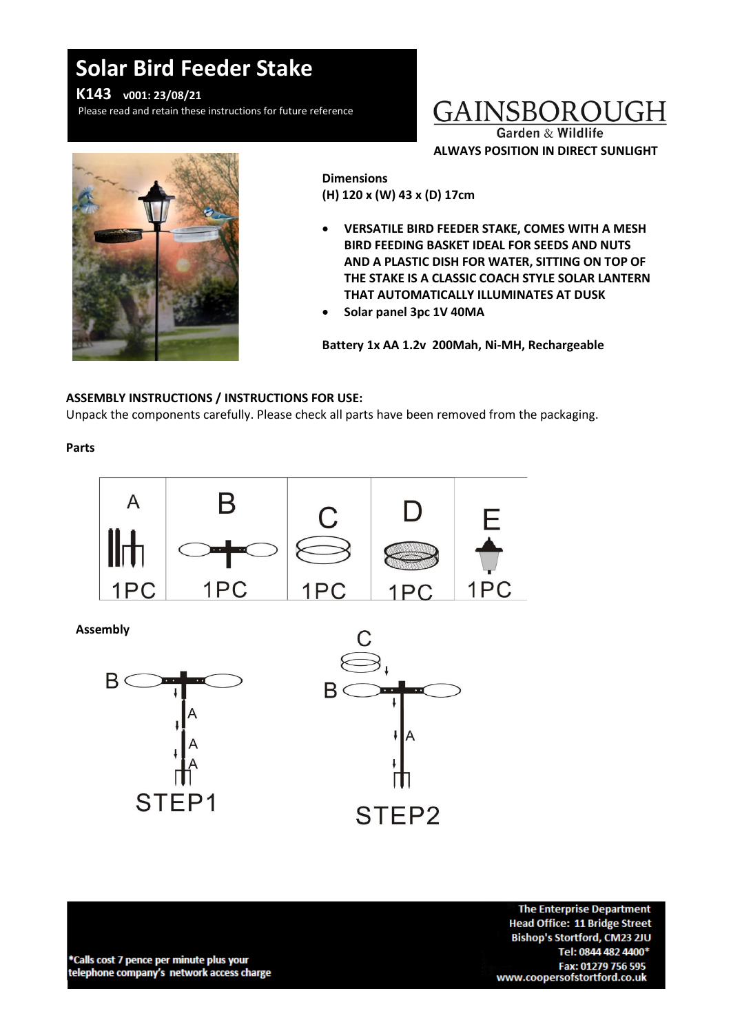# Solar Bird Feeder Stake

**K143 v001: 23/08/21**

Please read and retain these instructions for future reference

GAINSBOROUGH
Garden & Wildlife

**ALWAYS POSITION IN DIRECT SUNLIGHT**

**Dimensions**
**(H) 120 x (W) 43 x (D) 17cm**

- **VERSATILE BIRD FEEDER STAKE, COMES WITH A MESH BIRD FEEDING BASKET IDEAL FOR SEEDS AND NUTS AND A PLASTIC DISH FOR WATER, SITTING ON TOP OF THE STAKE IS A CLASSIC COACH STYLE SOLAR LANTERN THAT AUTOMATICALLY ILLUMINATES AT DUSK**
- **Solar panel 3pc 1V 40MA**

**Battery 1x AA 1.2v 200Mah, Ni-MH, Rechargeable**

**ASSEMBLY INSTRUCTIONS / INSTRUCTIONS FOR USE:**

Unpack the components carefully. Please check all parts have been removed from the packaging.

**Parts**

| A | B | C | D | E |
|---|---|---|---|---|
| 1PC | 1PC | 1PC | 1PC | 1PC |

**Assembly**

STEP1

STEP2

*Calls cost 7 pence per minute plus your telephone company's network access charge

The Enterprise Department
Head Office: 11 Bridge Street
Bishop's Stortford, CM23 2JU
Tel: 0844 482 4400*
Fax: 01279 756 595
www.coopersofstortford.co.uk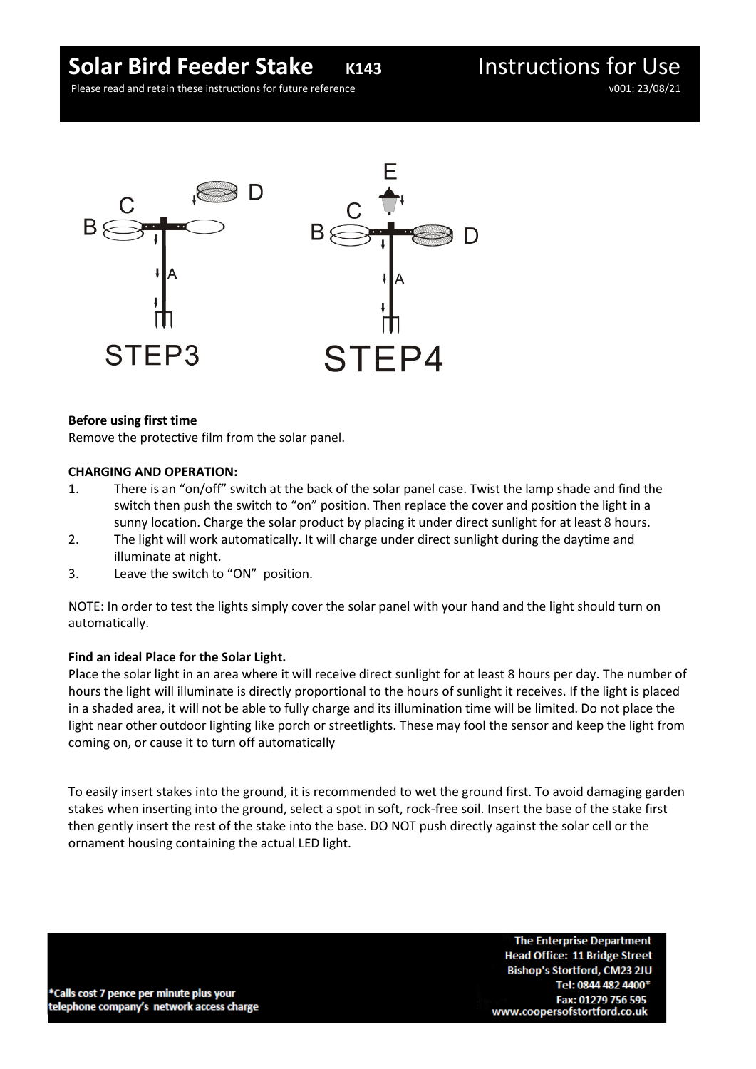# Solar Bird Feeder Stake K143

# Instructions for Use

Please read and retain these instructions for future reference

v001: 23/08/21

**Before using first time**

Remove the protective film from the solar panel.

**CHARGING AND OPERATION:**

1. There is an "on/off" switch at the back of the solar panel case. Twist the lamp shade and find the switch then push the switch to "on" position. Then replace the cover and position the light in a sunny location. Charge the solar product by placing it under direct sunlight for at least 8 hours.
2. The light will work automatically. It will charge under direct sunlight during the daytime and illuminate at night.
3. Leave the switch to "ON" position.

NOTE: In order to test the lights simply cover the solar panel with your hand and the light should turn on automatically.

**Find an ideal Place for the Solar Light.**

Place the solar light in an area where it will receive direct sunlight for at least 8 hours per day. The number of hours the light will illuminate is directly proportional to the hours of sunlight it receives. If the light is placed in a shaded area, it will not be able to fully charge and its illumination time will be limited. Do not place the light near other outdoor lighting like porch or streetlights. These may fool the sensor and keep the light from coming on, or cause it to turn off automatically

To easily insert stakes into the ground, it is recommended to wet the ground first. To avoid damaging garden stakes when inserting into the ground, select a spot in soft, rock-free soil. Insert the base of the stake first then gently insert the rest of the stake into the base. DO NOT push directly against the solar cell or the ornament housing containing the actual LED light.

*Calls cost 7 pence per minute plus your telephone company's network access charge

The Enterprise Department
Head Office: 11 Bridge Street
Bishop's Stortford, CM23 2JU
Tel: 0844 482 4400*
Fax: 01279 756 595
www.coopersofstortford.co.uk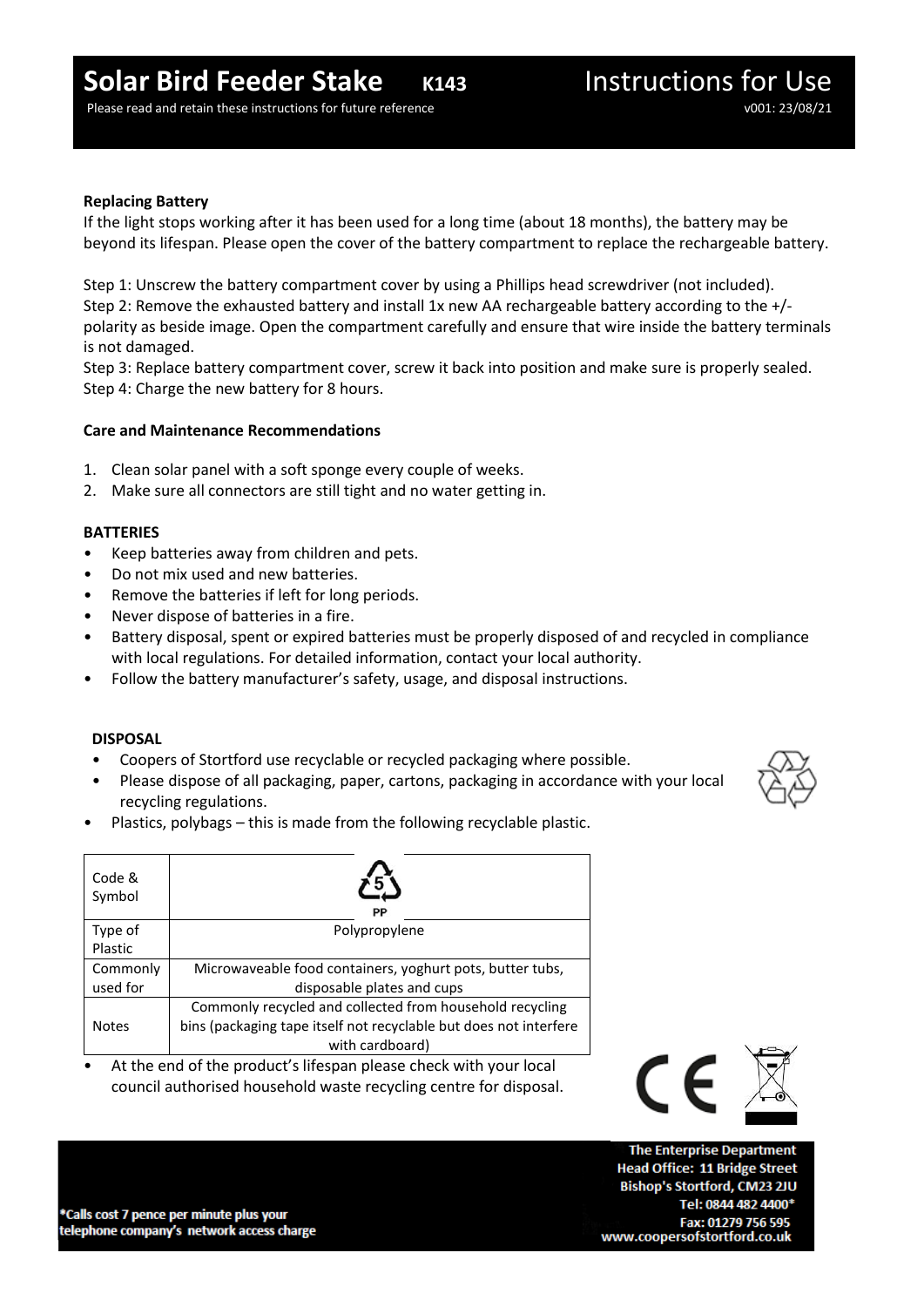# Solar Bird Feeder Stake K143

Please read and retain these instructions for future reference

## Instructions for Use

v001: 23/08/21

**Replacing Battery**

If the light stops working after it has been used for a long time (about 18 months), the battery may be beyond its lifespan. Please open the cover of the battery compartment to replace the rechargeable battery.

Step 1: Unscrew the battery compartment cover by using a Phillips head screwdriver (not included).
Step 2: Remove the exhausted battery and install 1x new AA rechargeable battery according to the +/- polarity as beside image. Open the compartment carefully and ensure that wire inside the battery terminals is not damaged.
Step 3: Replace battery compartment cover, screw it back into position and make sure is properly sealed.
Step 4: Charge the new battery for 8 hours.

**Care and Maintenance Recommendations**

1. Clean solar panel with a soft sponge every couple of weeks.
2. Make sure all connectors are still tight and no water getting in.

**BATTERIES**

- Keep batteries away from children and pets.
- Do not mix used and new batteries.
- Remove the batteries if left for long periods.
- Never dispose of batteries in a fire.
- Battery disposal, spent or expired batteries must be properly disposed of and recycled in compliance with local regulations. For detailed information, contact your local authority.
- Follow the battery manufacturer's safety, usage, and disposal instructions.

**DISPOSAL**

- Coopers of Stortford use recyclable or recycled packaging where possible.
- Please dispose of all packaging, paper, cartons, packaging in accordance with your local recycling regulations.
- Plastics, polybags – this is made from the following recyclable plastic.

| | |
|---|---|
| Code & Symbol | 5 PP |
| Type of Plastic | Polypropylene |
| Commonly used for | Microwaveable food containers, yoghurt pots, butter tubs, disposable plates and cups |
| Notes | Commonly recycled and collected from household recycling bins (packaging tape itself not recyclable but does not interfere with cardboard) |

- At the end of the product's lifespan please check with your local council authorised household waste recycling centre for disposal.

CE

The Enterprise Department
Head Office: 11 Bridge Street
Bishop's Stortford, CM23 2JU
Tel: 0844 482 4400*
Fax: 01279 756 595
www.coopersofstortford.co.uk

*Calls cost 7 pence per minute plus your telephone company's network access charge